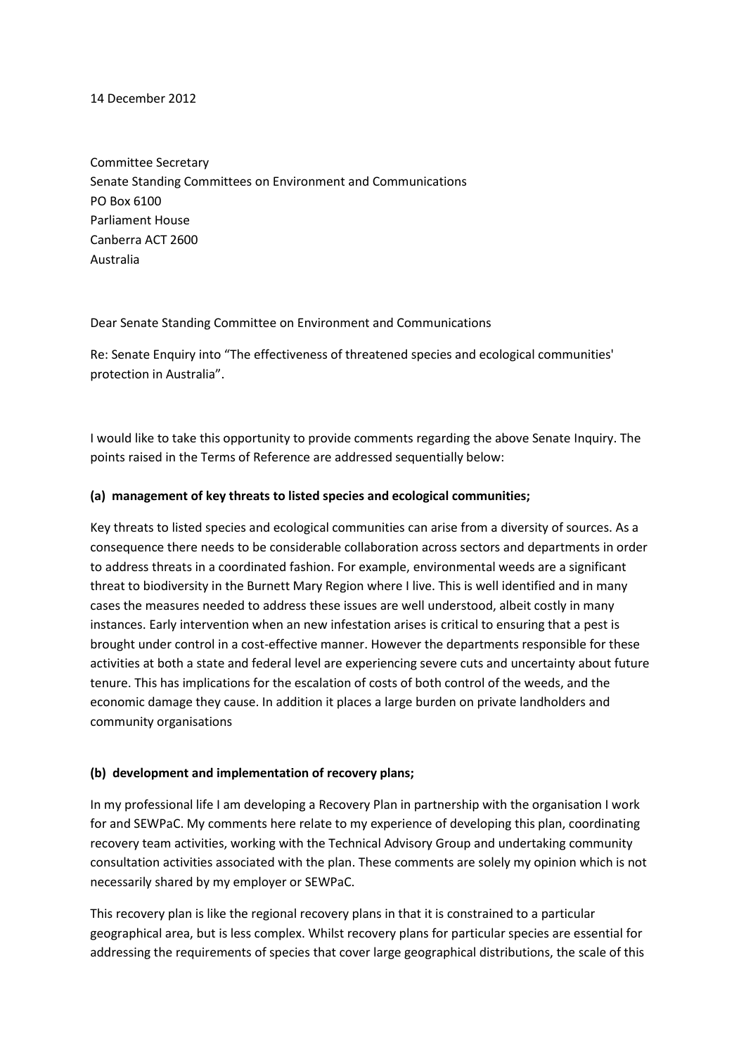14 December 2012

Committee Secretary
Senate Standing Committees on Environment and Communications
PO Box 6100
Parliament House
Canberra ACT 2600
Australia

Dear Senate Standing Committee on Environment and Communications

Re: Senate Enquiry into "The effectiveness of threatened species and ecological communities' protection in Australia".

I would like to take this opportunity to provide comments regarding the above Senate Inquiry. The points raised in the Terms of Reference are addressed sequentially below:

**(a) management of key threats to listed species and ecological communities;**

Key threats to listed species and ecological communities can arise from a diversity of sources. As a consequence there needs to be considerable collaboration across sectors and departments in order to address threats in a coordinated fashion. For example, environmental weeds are a significant threat to biodiversity in the Burnett Mary Region where I live. This is well identified and in many cases the measures needed to address these issues are well understood, albeit costly in many instances. Early intervention when an new infestation arises is critical to ensuring that a pest is brought under control in a cost-effective manner. However the departments responsible for these activities at both a state and federal level are experiencing severe cuts and uncertainty about future tenure. This has implications for the escalation of costs of both control of the weeds, and the economic damage they cause. In addition it places a large burden on private landholders and community organisations

**(b) development and implementation of recovery plans;**

In my professional life I am developing a Recovery Plan in partnership with the organisation I work for and SEWPaC. My comments here relate to my experience of developing this plan, coordinating recovery team activities, working with the Technical Advisory Group and undertaking community consultation activities associated with the plan. These comments are solely my opinion which is not necessarily shared by my employer or SEWPaC.

This recovery plan is like the regional recovery plans in that it is constrained to a particular geographical area, but is less complex. Whilst recovery plans for particular species are essential for addressing the requirements of species that cover large geographical distributions, the scale of this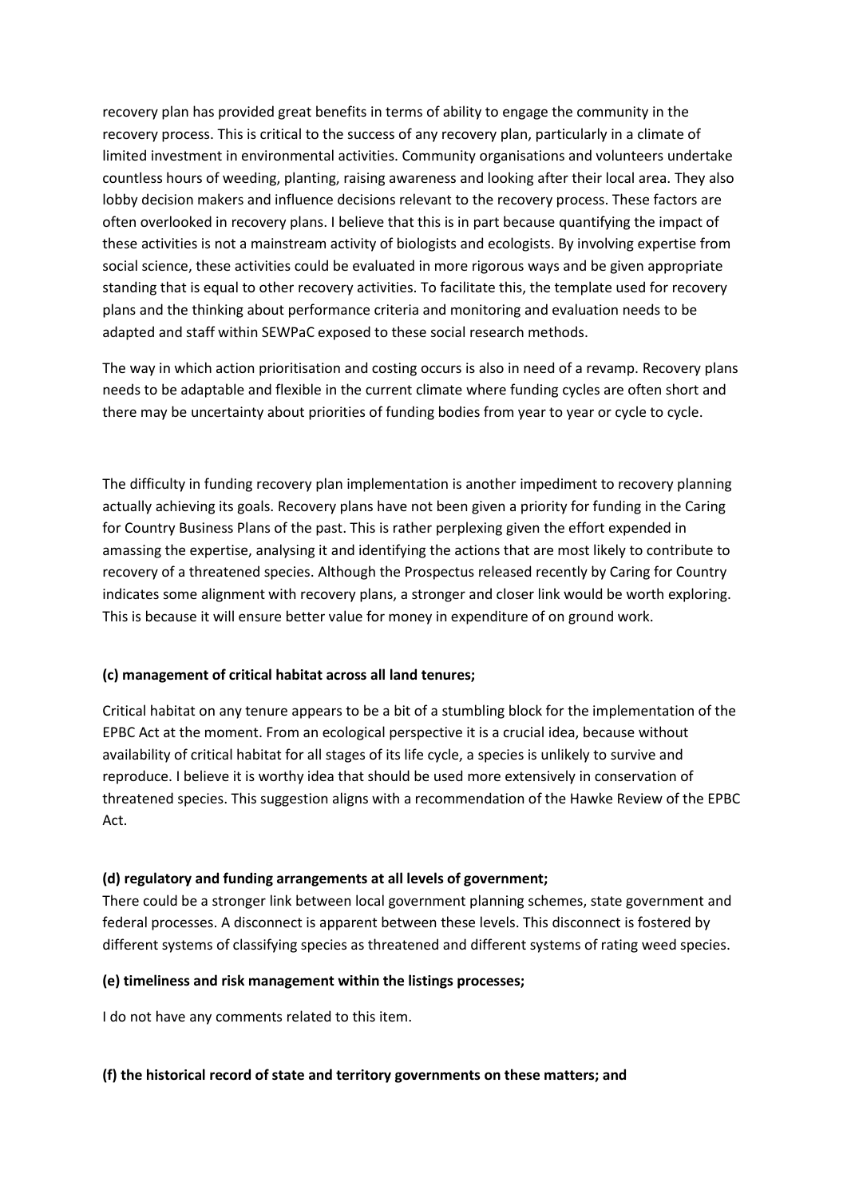recovery plan has provided great benefits in terms of ability to engage the community in the recovery process. This is critical to the success of any recovery plan, particularly in a climate of limited investment in environmental activities. Community organisations and volunteers undertake countless hours of weeding, planting, raising awareness and looking after their local area. They also lobby decision makers and influence decisions relevant to the recovery process. These factors are often overlooked in recovery plans. I believe that this is in part because quantifying the impact of these activities is not a mainstream activity of biologists and ecologists. By involving expertise from social science, these activities could be evaluated in more rigorous ways and be given appropriate standing that is equal to other recovery activities. To facilitate this, the template used for recovery plans and the thinking about performance criteria and monitoring and evaluation needs to be adapted and staff within SEWPaC exposed to these social research methods.

The way in which action prioritisation and costing occurs is also in need of a revamp. Recovery plans needs to be adaptable and flexible in the current climate where funding cycles are often short and there may be uncertainty about priorities of funding bodies from year to year or cycle to cycle.

The difficulty in funding recovery plan implementation is another impediment to recovery planning actually achieving its goals. Recovery plans have not been given a priority for funding in the Caring for Country Business Plans of the past. This is rather perplexing given the effort expended in amassing the expertise, analysing it and identifying the actions that are most likely to contribute to recovery of a threatened species. Although the Prospectus released recently by Caring for Country indicates some alignment with recovery plans, a stronger and closer link would be worth exploring. This is because it will ensure better value for money in expenditure of on ground work.

**(c) management of critical habitat across all land tenures;**

Critical habitat on any tenure appears to be a bit of a stumbling block for the implementation of the EPBC Act at the moment. From an ecological perspective it is a crucial idea, because without availability of critical habitat for all stages of its life cycle, a species is unlikely to survive and reproduce. I believe it is worthy idea that should be used more extensively in conservation of threatened species. This suggestion aligns with a recommendation of the Hawke Review of the EPBC Act.

**(d) regulatory and funding arrangements at all levels of government;**

There could be a stronger link between local government planning schemes, state government and federal processes. A disconnect is apparent between these levels. This disconnect is fostered by different systems of classifying species as threatened and different systems of rating weed species.

**(e) timeliness and risk management within the listings processes;**

I do not have any comments related to this item.

**(f) the historical record of state and territory governments on these matters; and**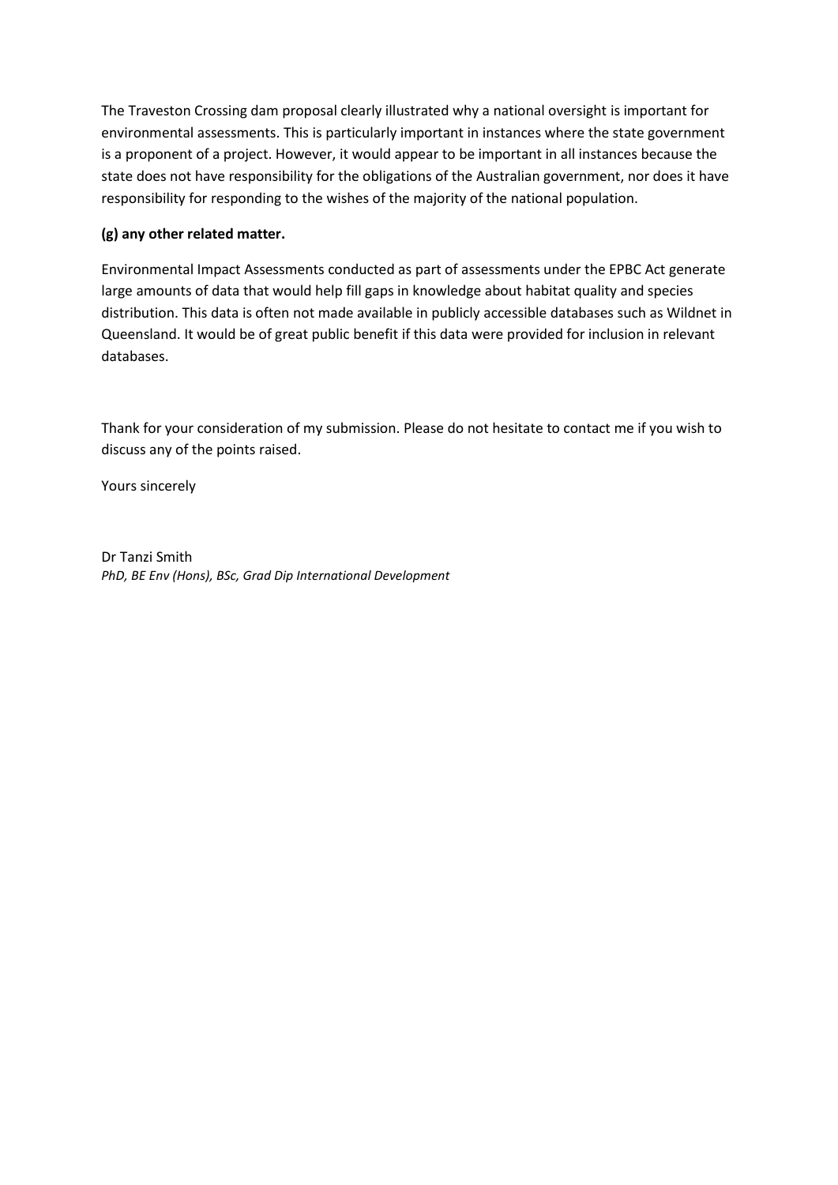The Traveston Crossing dam proposal clearly illustrated why a national oversight is important for environmental assessments. This is particularly important in instances where the state government is a proponent of a project. However, it would appear to be important in all instances because the state does not have responsibility for the obligations of the Australian government, nor does it have responsibility for responding to the wishes of the majority of the national population.

**(g) any other related matter.**

Environmental Impact Assessments conducted as part of assessments under the EPBC Act generate large amounts of data that would help fill gaps in knowledge about habitat quality and species distribution. This data is often not made available in publicly accessible databases such as Wildnet in Queensland. It would be of great public benefit if this data were provided for inclusion in relevant databases.

Thank for your consideration of my submission. Please do not hesitate to contact me if you wish to discuss any of the points raised.

Yours sincerely

Dr Tanzi Smith
*PhD, BE Env (Hons), BSc, Grad Dip International Development*